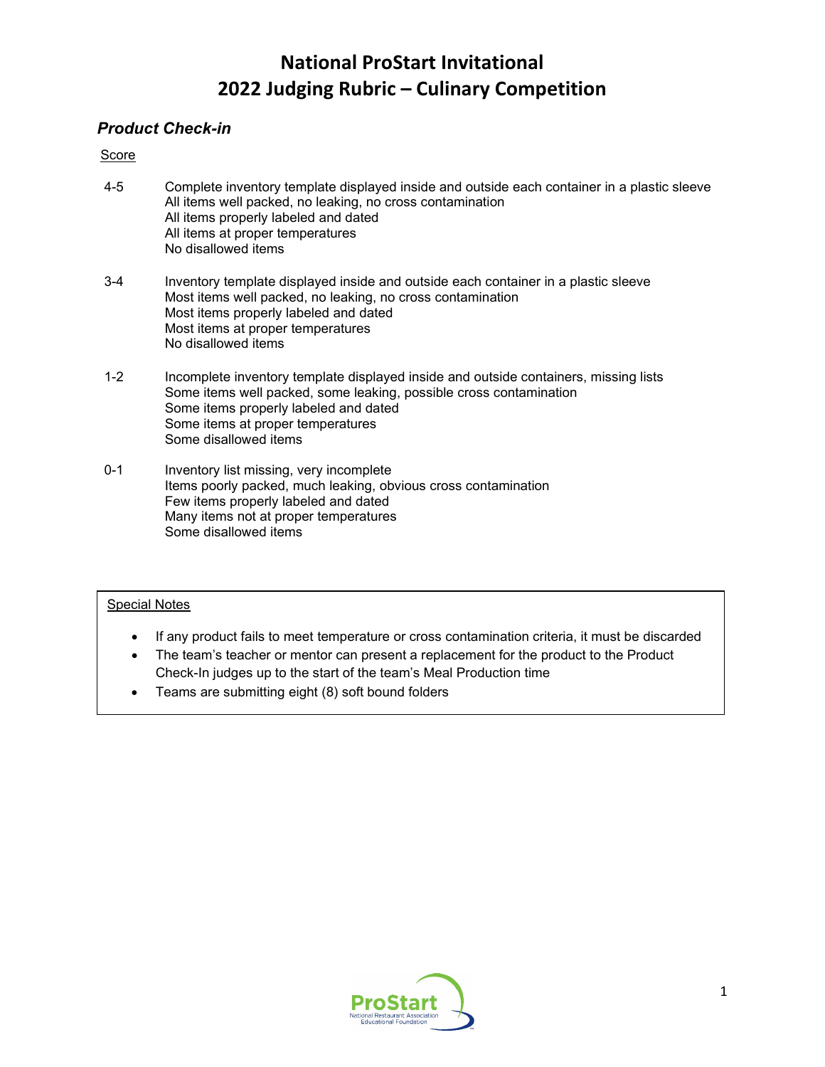# National ProStart Invitational
# 2022 Judging Rubric – Culinary Competition

### *Product Check-in*

Score

4-5
- Complete inventory template displayed inside and outside each container in a plastic sleeve
- All items well packed, no leaking, no cross contamination
- All items properly labeled and dated
- All items at proper temperatures
- No disallowed items

3-4
- Inventory template displayed inside and outside each container in a plastic sleeve
- Most items well packed, no leaking, no cross contamination
- Most items properly labeled and dated
- Most items at proper temperatures
- No disallowed items

1-2
- Incomplete inventory template displayed inside and outside containers, missing lists
- Some items well packed, some leaking, possible cross contamination
- Some items properly labeled and dated
- Some items at proper temperatures
- Some disallowed items

0-1
- Inventory list missing, very incomplete
- Items poorly packed, much leaking, obvious cross contamination
- Few items properly labeled and dated
- Many items not at proper temperatures
- Some disallowed items

Special Notes

- If any product fails to meet temperature or cross contamination criteria, it must be discarded
- The team's teacher or mentor can present a replacement for the product to the Product Check-In judges up to the start of the team's Meal Production time
- Teams are submitting eight (8) soft bound folders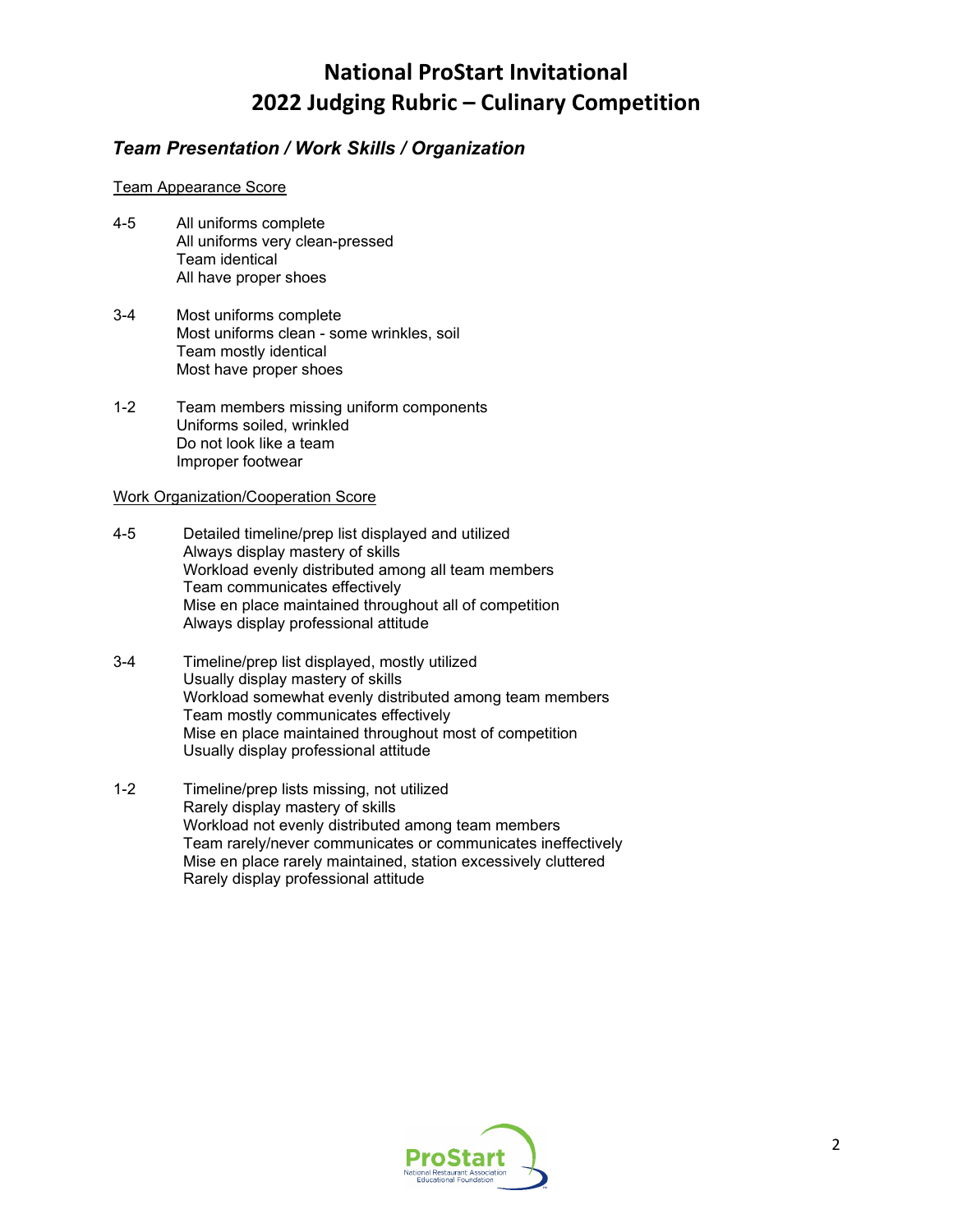# National ProStart Invitational
# 2022 Judging Rubric – Culinary Competition

## *Team Presentation / Work Skills / Organization*

Team Appearance Score

4-5
All uniforms complete
All uniforms very clean-pressed
Team identical
All have proper shoes

3-4
Most uniforms complete
Most uniforms clean - some wrinkles, soil
Team mostly identical
Most have proper shoes

1-2
Team members missing uniform components
Uniforms soiled, wrinkled
Do not look like a team
Improper footwear

Work Organization/Cooperation Score

4-5
Detailed timeline/prep list displayed and utilized
Always display mastery of skills
Workload evenly distributed among all team members
Team communicates effectively
Mise en place maintained throughout all of competition
Always display professional attitude

3-4
Timeline/prep list displayed, mostly utilized
Usually display mastery of skills
Workload somewhat evenly distributed among team members
Team mostly communicates effectively
Mise en place maintained throughout most of competition
Usually display professional attitude

1-2
Timeline/prep lists missing, not utilized
Rarely display mastery of skills
Workload not evenly distributed among team members
Team rarely/never communicates or communicates ineffectively
Mise en place rarely maintained, station excessively cluttered
Rarely display professional attitude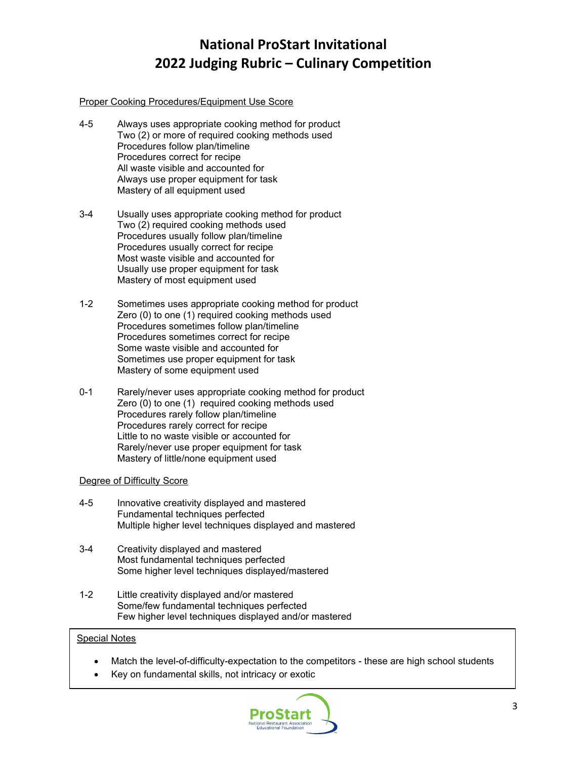# National ProStart Invitational
# 2022 Judging Rubric – Culinary Competition

Proper Cooking Procedures/Equipment Use Score

4-5 Always uses appropriate cooking method for product
Two (2) or more of required cooking methods used
Procedures follow plan/timeline
Procedures correct for recipe
All waste visible and accounted for
Always use proper equipment for task
Mastery of all equipment used

3-4 Usually uses appropriate cooking method for product
Two (2) required cooking methods used
Procedures usually follow plan/timeline
Procedures usually correct for recipe
Most waste visible and accounted for
Usually use proper equipment for task
Mastery of most equipment used

1-2 Sometimes uses appropriate cooking method for product
Zero (0) to one (1) required cooking methods used
Procedures sometimes follow plan/timeline
Procedures sometimes correct for recipe
Some waste visible and accounted for
Sometimes use proper equipment for task
Mastery of some equipment used

0-1 Rarely/never uses appropriate cooking method for product
Zero (0) to one (1) required cooking methods used
Procedures rarely follow plan/timeline
Procedures rarely correct for recipe
Little to no waste visible or accounted for
Rarely/never use proper equipment for task
Mastery of little/none equipment used

Degree of Difficulty Score

4-5 Innovative creativity displayed and mastered
Fundamental techniques perfected
Multiple higher level techniques displayed and mastered

3-4 Creativity displayed and mastered
Most fundamental techniques perfected
Some higher level techniques displayed/mastered

1-2 Little creativity displayed and/or mastered
Some/few fundamental techniques perfected
Few higher level techniques displayed and/or mastered

Special Notes

- Match the level-of-difficulty-expectation to the competitors - these are high school students
- Key on fundamental skills, not intricacy or exotic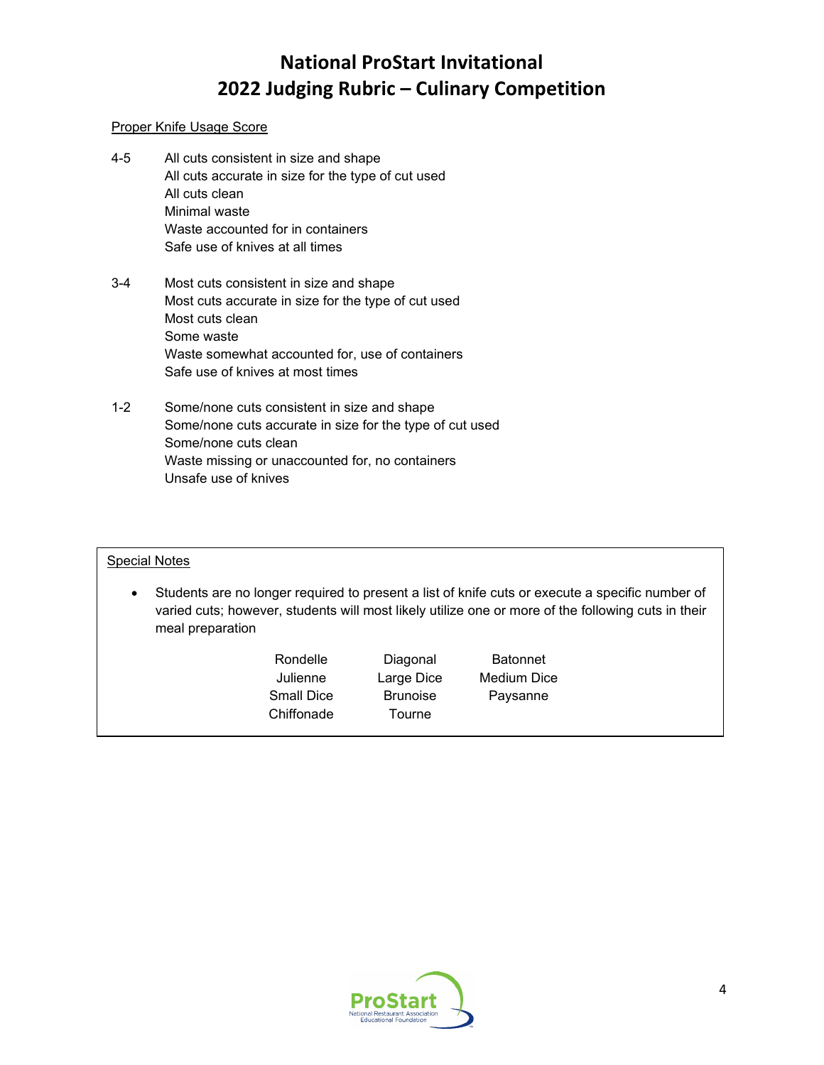# National ProStart Invitational
# 2022 Judging Rubric – Culinary Competition

Proper Knife Usage Score

4-5
- All cuts consistent in size and shape
- All cuts accurate in size for the type of cut used
- All cuts clean
- Minimal waste
- Waste accounted for in containers
- Safe use of knives at all times

3-4
- Most cuts consistent in size and shape
- Most cuts accurate in size for the type of cut used
- Most cuts clean
- Some waste
- Waste somewhat accounted for, use of containers
- Safe use of knives at most times

1-2
- Some/none cuts consistent in size and shape
- Some/none cuts accurate in size for the type of cut used
- Some/none cuts clean
- Waste missing or unaccounted for, no containers
- Unsafe use of knives

Special Notes

- Students are no longer required to present a list of knife cuts or execute a specific number of varied cuts; however, students will most likely utilize one or more of the following cuts in their meal preparation

| | | |
|---|---|---|
| Rondelle | Diagonal | Batonnet |
| Julienne | Large Dice | Medium Dice |
| Small Dice | Brunoise | Paysanne |
| Chiffonade | Tourne | |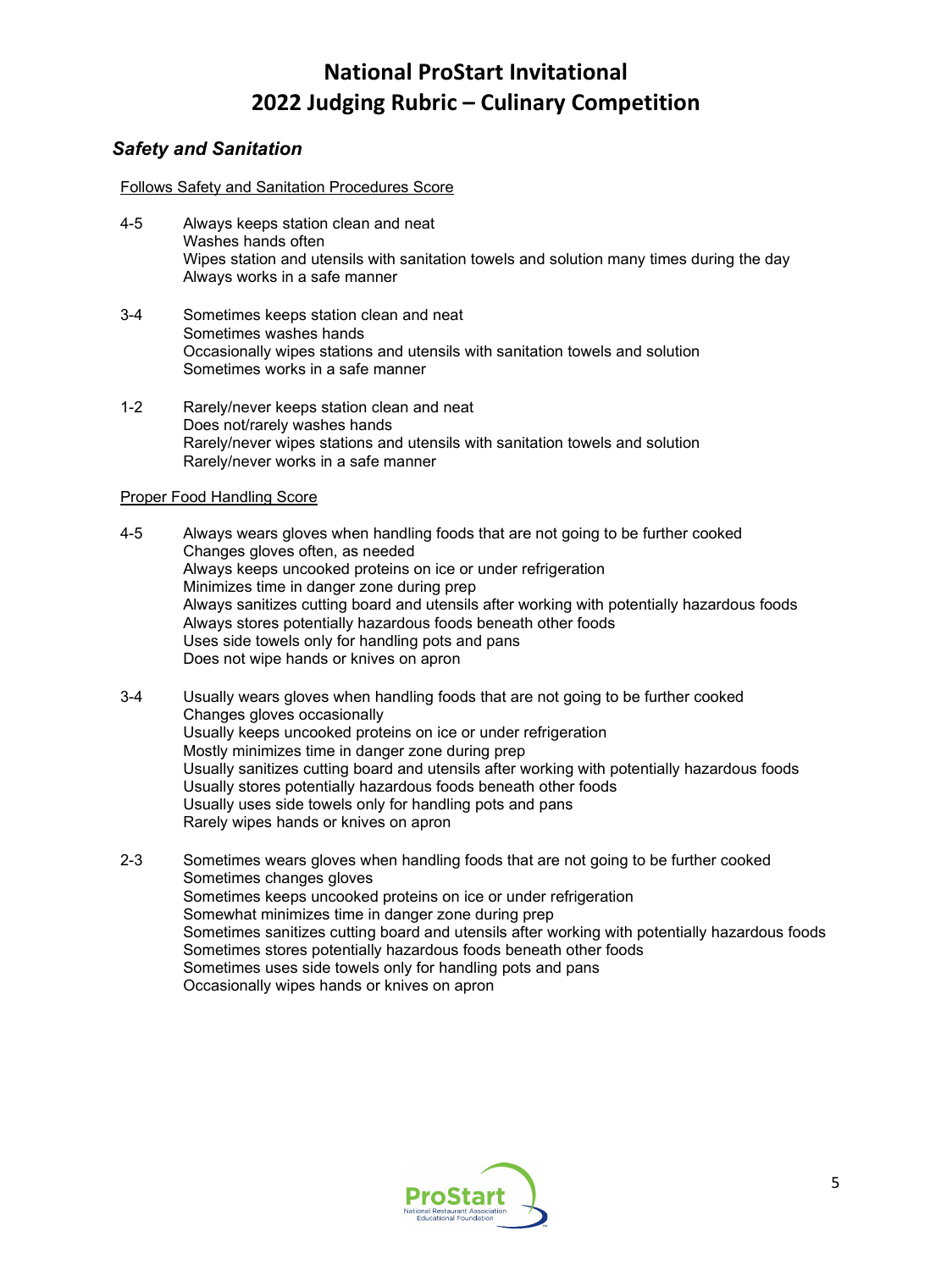# National ProStart Invitational
# 2022 Judging Rubric – Culinary Competition

### *Safety and Sanitation*

Follows Safety and Sanitation Procedures Score

4-5 Always keeps station clean and neat
Washes hands often
Wipes station and utensils with sanitation towels and solution many times during the day
Always works in a safe manner

3-4 Sometimes keeps station clean and neat
Sometimes washes hands
Occasionally wipes stations and utensils with sanitation towels and solution
Sometimes works in a safe manner

1-2 Rarely/never keeps station clean and neat
Does not/rarely washes hands
Rarely/never wipes stations and utensils with sanitation towels and solution
Rarely/never works in a safe manner

Proper Food Handling Score

4-5 Always wears gloves when handling foods that are not going to be further cooked
Changes gloves often, as needed
Always keeps uncooked proteins on ice or under refrigeration
Minimizes time in danger zone during prep
Always sanitizes cutting board and utensils after working with potentially hazardous foods
Always stores potentially hazardous foods beneath other foods
Uses side towels only for handling pots and pans
Does not wipe hands or knives on apron

3-4 Usually wears gloves when handling foods that are not going to be further cooked
Changes gloves occasionally
Usually keeps uncooked proteins on ice or under refrigeration
Mostly minimizes time in danger zone during prep
Usually sanitizes cutting board and utensils after working with potentially hazardous foods
Usually stores potentially hazardous foods beneath other foods
Usually uses side towels only for handling pots and pans
Rarely wipes hands or knives on apron

2-3 Sometimes wears gloves when handling foods that are not going to be further cooked
Sometimes changes gloves
Sometimes keeps uncooked proteins on ice or under refrigeration
Somewhat minimizes time in danger zone during prep
Sometimes sanitizes cutting board and utensils after working with potentially hazardous foods
Sometimes stores potentially hazardous foods beneath other foods
Sometimes uses side towels only for handling pots and pans
Occasionally wipes hands or knives on apron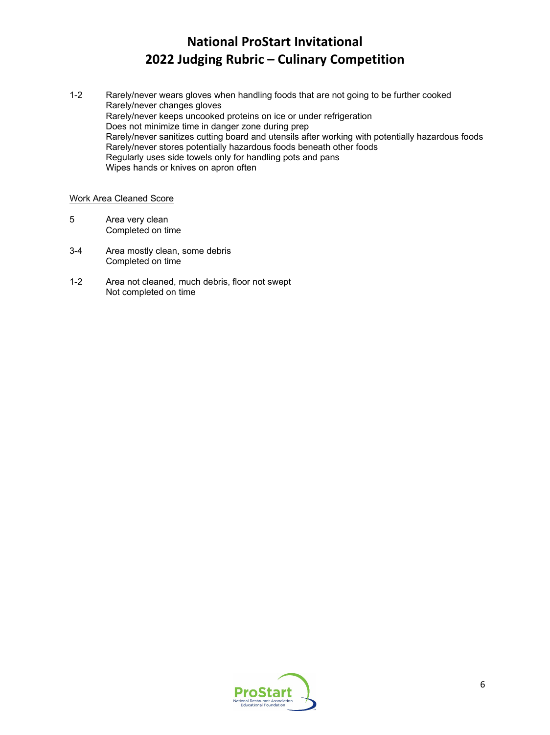# National ProStart Invitational
# 2022 Judging Rubric – Culinary Competition

1-2 Rarely/never wears gloves when handling foods that are not going to be further cooked
Rarely/never changes gloves
Rarely/never keeps uncooked proteins on ice or under refrigeration
Does not minimize time in danger zone during prep
Rarely/never sanitizes cutting board and utensils after working with potentially hazardous foods
Rarely/never stores potentially hazardous foods beneath other foods
Regularly uses side towels only for handling pots and pans
Wipes hands or knives on apron often

<u>Work Area Cleaned Score</u>

5 Area very clean
Completed on time

3-4 Area mostly clean, some debris
Completed on time

1-2 Area not cleaned, much debris, floor not swept
Not completed on time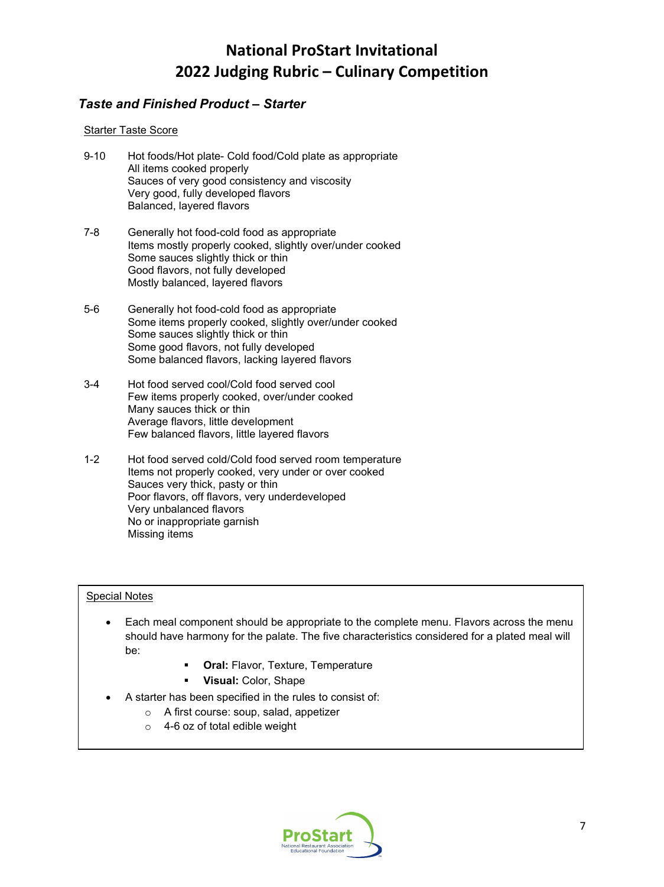# National ProStart Invitational
# 2022 Judging Rubric – Culinary Competition

### *Taste and Finished Product – Starter*

Starter Taste Score

9-10 Hot foods/Hot plate- Cold food/Cold plate as appropriate
All items cooked properly
Sauces of very good consistency and viscosity
Very good, fully developed flavors
Balanced, layered flavors

7-8 Generally hot food-cold food as appropriate
Items mostly properly cooked, slightly over/under cooked
Some sauces slightly thick or thin
Good flavors, not fully developed
Mostly balanced, layered flavors

5-6 Generally hot food-cold food as appropriate
Some items properly cooked, slightly over/under cooked
Some sauces slightly thick or thin
Some good flavors, not fully developed
Some balanced flavors, lacking layered flavors

3-4 Hot food served cool/Cold food served cool
Few items properly cooked, over/under cooked
Many sauces thick or thin
Average flavors, little development
Few balanced flavors, little layered flavors

1-2 Hot food served cold/Cold food served room temperature
Items not properly cooked, very under or over cooked
Sauces very thick, pasty or thin
Poor flavors, off flavors, very underdeveloped
Very unbalanced flavors
No or inappropriate garnish
Missing items

Special Notes

- Each meal component should be appropriate to the complete menu. Flavors across the menu should have harmony for the palate. The five characteristics considered for a plated meal will be:
  - **Oral:** Flavor, Texture, Temperature
  - **Visual:** Color, Shape
- A starter has been specified in the rules to consist of:
  - A first course: soup, salad, appetizer
  - 4-6 oz of total edible weight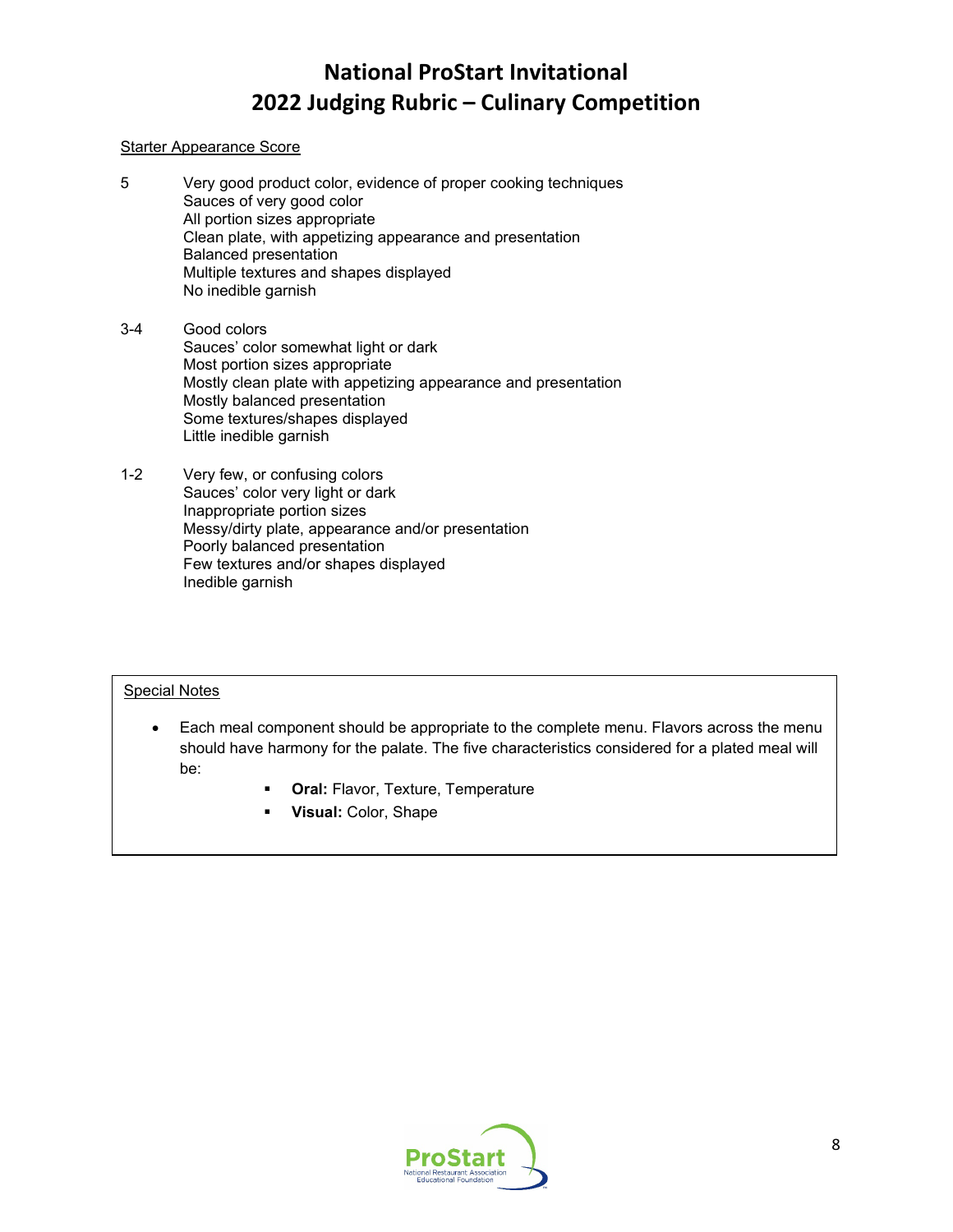# National ProStart Invitational
# 2022 Judging Rubric – Culinary Competition

Starter Appearance Score

| Score | Criteria |
|---|---|
| 5 | Very good product color, evidence of proper cooking techniques<br>Sauces of very good color<br>All portion sizes appropriate<br>Clean plate, with appetizing appearance and presentation<br>Balanced presentation<br>Multiple textures and shapes displayed<br>No inedible garnish |
| 3-4 | Good colors<br>Sauces' color somewhat light or dark<br>Most portion sizes appropriate<br>Mostly clean plate with appetizing appearance and presentation<br>Mostly balanced presentation<br>Some textures/shapes displayed<br>Little inedible garnish |
| 1-2 | Very few, or confusing colors<br>Sauces' color very light or dark<br>Inappropriate portion sizes<br>Messy/dirty plate, appearance and/or presentation<br>Poorly balanced presentation<br>Few textures and/or shapes displayed<br>Inedible garnish |

Special Notes

- Each meal component should be appropriate to the complete menu. Flavors across the menu should have harmony for the palate. The five characteristics considered for a plated meal will be:
  - **Oral:** Flavor, Texture, Temperature
  - **Visual:** Color, Shape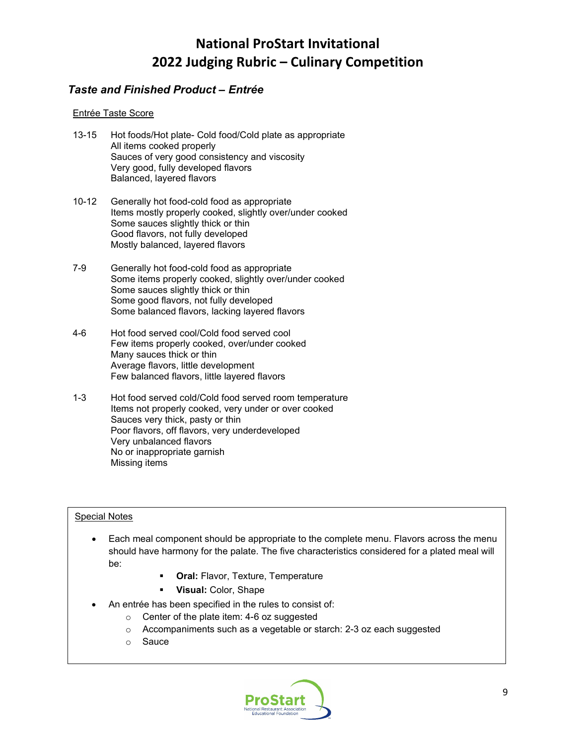# National ProStart Invitational
# 2022 Judging Rubric – Culinary Competition

### *Taste and Finished Product – Entrée*

Entrée Taste Score

**13-15**
- Hot foods/Hot plate- Cold food/Cold plate as appropriate
- All items cooked properly
- Sauces of very good consistency and viscosity
- Very good, fully developed flavors
- Balanced, layered flavors

**10-12**
- Generally hot food-cold food as appropriate
- Items mostly properly cooked, slightly over/under cooked
- Some sauces slightly thick or thin
- Good flavors, not fully developed
- Mostly balanced, layered flavors

**7-9**
- Generally hot food-cold food as appropriate
- Some items properly cooked, slightly over/under cooked
- Some sauces slightly thick or thin
- Some good flavors, not fully developed
- Some balanced flavors, lacking layered flavors

**4-6**
- Hot food served cool/Cold food served cool
- Few items properly cooked, over/under cooked
- Many sauces thick or thin
- Average flavors, little development
- Few balanced flavors, little layered flavors

**1-3**
- Hot food served cold/Cold food served room temperature
- Items not properly cooked, very under or over cooked
- Sauces very thick, pasty or thin
- Poor flavors, off flavors, very underdeveloped
- Very unbalanced flavors
- No or inappropriate garnish
- Missing items

---

Special Notes

- Each meal component should be appropriate to the complete menu. Flavors across the menu should have harmony for the palate. The five characteristics considered for a plated meal will be:
  - **Oral:** Flavor, Texture, Temperature
  - **Visual:** Color, Shape
- An entrée has been specified in the rules to consist of:
  - Center of the plate item: 4-6 oz suggested
  - Accompaniments such as a vegetable or starch: 2-3 oz each suggested
  - Sauce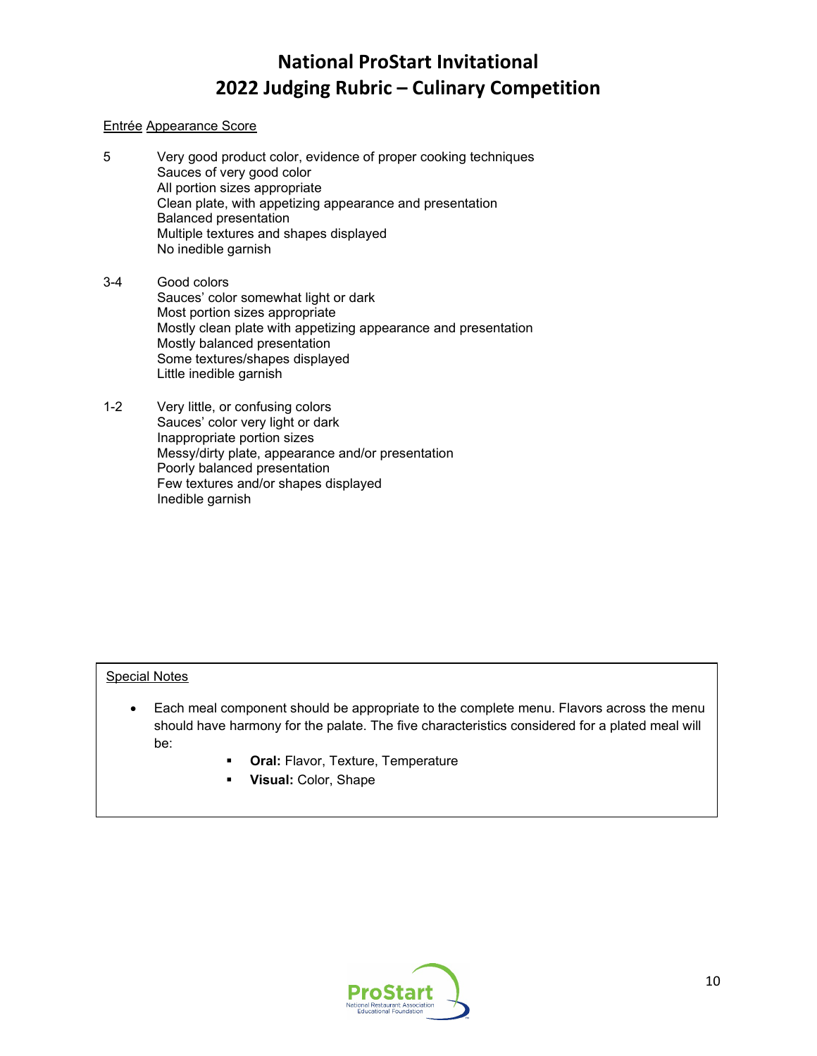# National ProStart Invitational
# 2022 Judging Rubric – Culinary Competition

Entrée Appearance Score

5 Very good product color, evidence of proper cooking techniques
Sauces of very good color
All portion sizes appropriate
Clean plate, with appetizing appearance and presentation
Balanced presentation
Multiple textures and shapes displayed
No inedible garnish

3-4 Good colors
Sauces' color somewhat light or dark
Most portion sizes appropriate
Mostly clean plate with appetizing appearance and presentation
Mostly balanced presentation
Some textures/shapes displayed
Little inedible garnish

1-2 Very little, or confusing colors
Sauces' color very light or dark
Inappropriate portion sizes
Messy/dirty plate, appearance and/or presentation
Poorly balanced presentation
Few textures and/or shapes displayed
Inedible garnish

Special Notes

- Each meal component should be appropriate to the complete menu. Flavors across the menu should have harmony for the palate. The five characteristics considered for a plated meal will be:
  - **Oral:** Flavor, Texture, Temperature
  - **Visual:** Color, Shape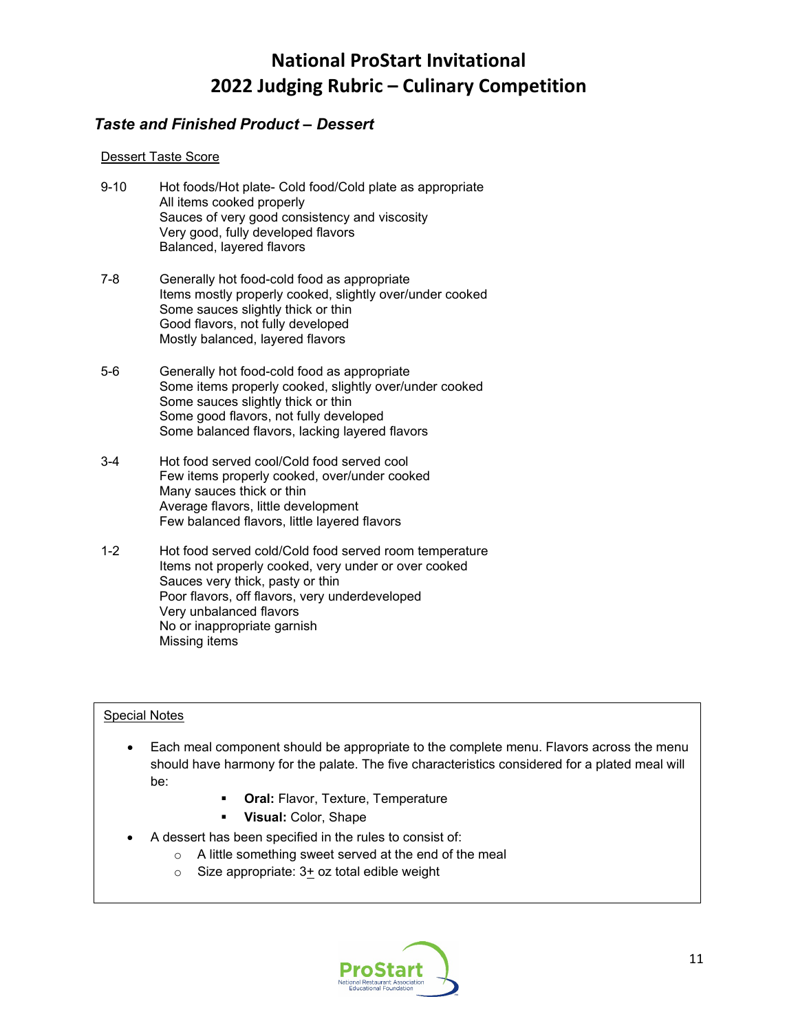# National ProStart Invitational
# 2022 Judging Rubric – Culinary Competition

### *Taste and Finished Product – Dessert*

Dessert Taste Score

| Score | Criteria |
| --- | --- |
| 9-10 | Hot foods/Hot plate- Cold food/Cold plate as appropriate<br>All items cooked properly<br>Sauces of very good consistency and viscosity<br>Very good, fully developed flavors<br>Balanced, layered flavors |
| 7-8 | Generally hot food-cold food as appropriate<br>Items mostly properly cooked, slightly over/under cooked<br>Some sauces slightly thick or thin<br>Good flavors, not fully developed<br>Mostly balanced, layered flavors |
| 5-6 | Generally hot food-cold food as appropriate<br>Some items properly cooked, slightly over/under cooked<br>Some sauces slightly thick or thin<br>Some good flavors, not fully developed<br>Some balanced flavors, lacking layered flavors |
| 3-4 | Hot food served cool/Cold food served cool<br>Few items properly cooked, over/under cooked<br>Many sauces thick or thin<br>Average flavors, little development<br>Few balanced flavors, little layered flavors |
| 1-2 | Hot food served cold/Cold food served room temperature<br>Items not properly cooked, very under or over cooked<br>Sauces very thick, pasty or thin<br>Poor flavors, off flavors, very underdeveloped<br>Very unbalanced flavors<br>No or inappropriate garnish<br>Missing items |

Special Notes

- Each meal component should be appropriate to the complete menu. Flavors across the menu should have harmony for the palate. The five characteristics considered for a plated meal will be:
  - **Oral:** Flavor, Texture, Temperature
  - **Visual:** Color, Shape
- A dessert has been specified in the rules to consist of:
  - A little something sweet served at the end of the meal
  - Size appropriate: 3± oz total edible weight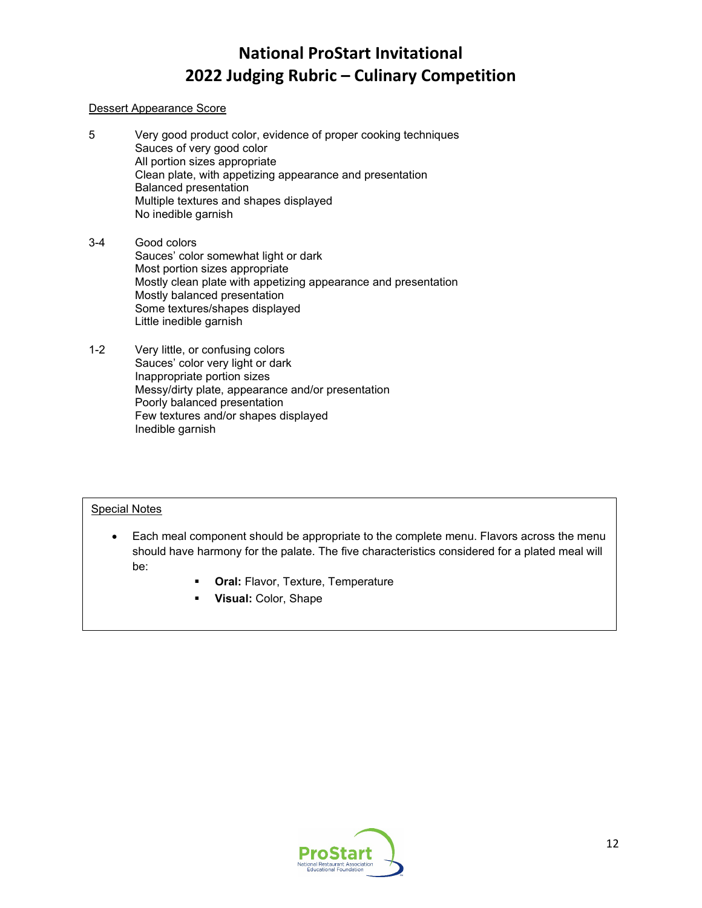# National ProStart Invitational
# 2022 Judging Rubric – Culinary Competition

Dessert Appearance Score

| Score | Criteria |
| --- | --- |
| 5 | Very good product color, evidence of proper cooking techniques<br>Sauces of very good color<br>All portion sizes appropriate<br>Clean plate, with appetizing appearance and presentation<br>Balanced presentation<br>Multiple textures and shapes displayed<br>No inedible garnish |
| 3-4 | Good colors<br>Sauces' color somewhat light or dark<br>Most portion sizes appropriate<br>Mostly clean plate with appetizing appearance and presentation<br>Mostly balanced presentation<br>Some textures/shapes displayed<br>Little inedible garnish |
| 1-2 | Very little, or confusing colors<br>Sauces' color very light or dark<br>Inappropriate portion sizes<br>Messy/dirty plate, appearance and/or presentation<br>Poorly balanced presentation<br>Few textures and/or shapes displayed<br>Inedible garnish |

Special Notes

- Each meal component should be appropriate to the complete menu. Flavors across the menu should have harmony for the palate. The five characteristics considered for a plated meal will be:
  - **Oral:** Flavor, Texture, Temperature
  - **Visual:** Color, Shape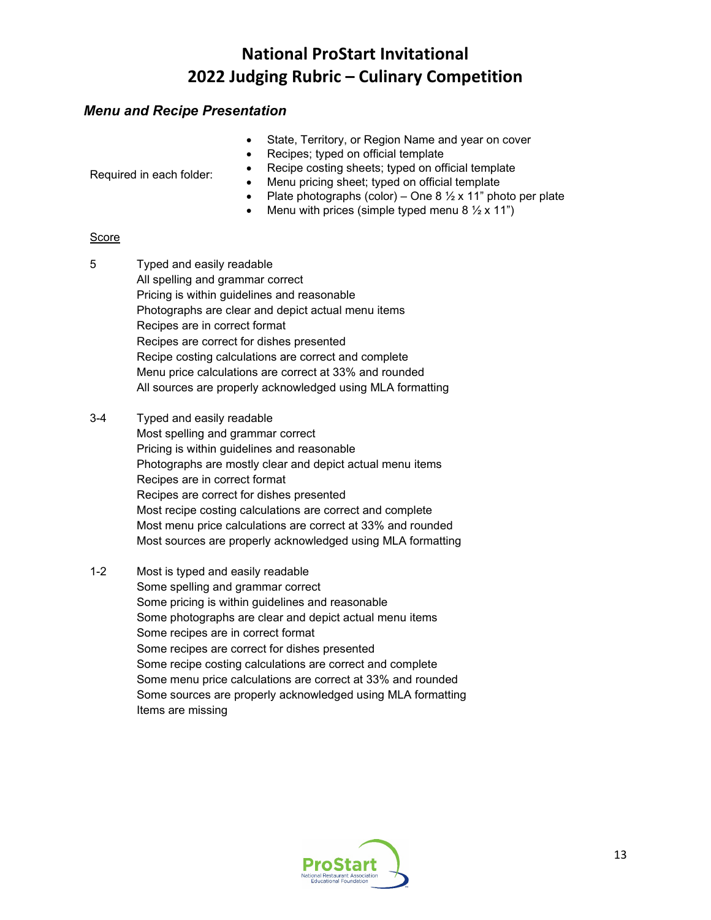# National ProStart Invitational
# 2022 Judging Rubric – Culinary Competition

### *Menu and Recipe Presentation*

Required in each folder:

- State, Territory, or Region Name and year on cover
- Recipes; typed on official template
- Recipe costing sheets; typed on official template
- Menu pricing sheet; typed on official template
- Plate photographs (color) – One 8 ½ x 11" photo per plate
- Menu with prices (simple typed menu 8 ½ x 11")

<u>Score</u>

5
Typed and easily readable
All spelling and grammar correct
Pricing is within guidelines and reasonable
Photographs are clear and depict actual menu items
Recipes are in correct format
Recipes are correct for dishes presented
Recipe costing calculations are correct and complete
Menu price calculations are correct at 33% and rounded
All sources are properly acknowledged using MLA formatting

3-4
Typed and easily readable
Most spelling and grammar correct
Pricing is within guidelines and reasonable
Photographs are mostly clear and depict actual menu items
Recipes are in correct format
Recipes are correct for dishes presented
Most recipe costing calculations are correct and complete
Most menu price calculations are correct at 33% and rounded
Most sources are properly acknowledged using MLA formatting

1-2
Most is typed and easily readable
Some spelling and grammar correct
Some pricing is within guidelines and reasonable
Some photographs are clear and depict actual menu items
Some recipes are in correct format
Some recipes are correct for dishes presented
Some recipe costing calculations are correct and complete
Some menu price calculations are correct at 33% and rounded
Some sources are properly acknowledged using MLA formatting
Items are missing

ProStart
National Restaurant Association Educational Foundation